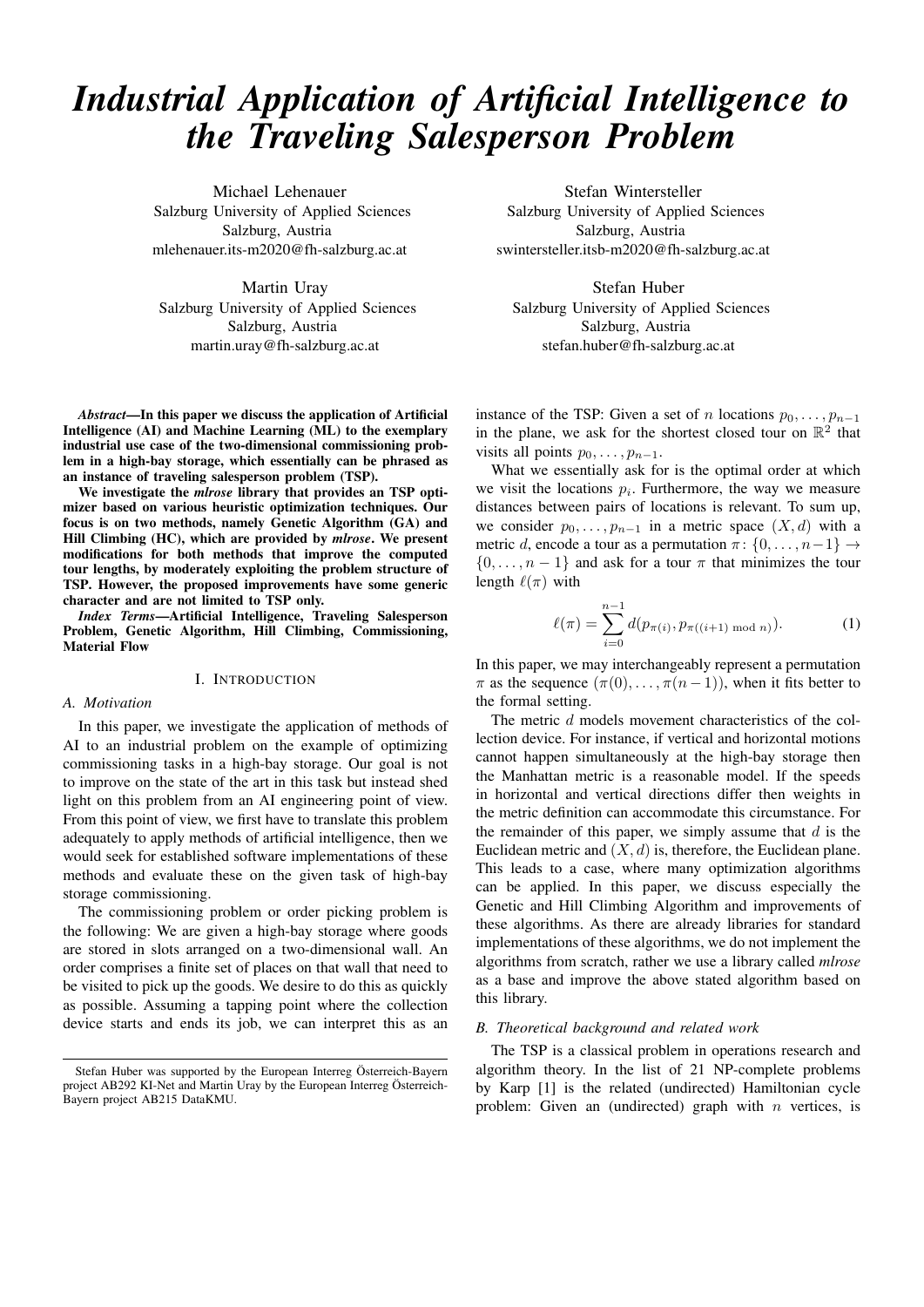# *Industrial Application of Artificial Intelligence to the Traveling Salesperson Problem*

Michael Lehenauer
Salzburg University of Applied Sciences
Salzburg, Austria
mlehenauer.its-m2020@fh-salzburg.ac.at

Stefan Wintersteller
Salzburg University of Applied Sciences
Salzburg, Austria
swintersteller.itsb-m2020@fh-salzburg.ac.at

Martin Uray
Salzburg University of Applied Sciences
Salzburg, Austria
martin.uray@fh-salzburg.ac.at

Stefan Huber
Salzburg University of Applied Sciences
Salzburg, Austria
stefan.huber@fh-salzburg.ac.at

***Abstract*—In this paper we discuss the application of Artificial Intelligence (AI) and Machine Learning (ML) to the exemplary industrial use case of the two-dimensional commissioning problem in a high-bay storage, which essentially can be phrased as an instance of traveling salesperson problem (TSP).**

**We investigate the *mlrose* library that provides an TSP optimizer based on various heuristic optimization techniques. Our focus is on two methods, namely Genetic Algorithm (GA) and Hill Climbing (HC), which are provided by *mlrose*. We present modifications for both methods that improve the computed tour lengths, by moderately exploiting the problem structure of TSP. However, the proposed improvements have some generic character and are not limited to TSP only.**

***Index Terms*—Artificial Intelligence, Traveling Salesperson Problem, Genetic Algorithm, Hill Climbing, Commissioning, Material Flow**

## I. Introduction

### *A. Motivation*

In this paper, we investigate the application of methods of AI to an industrial problem on the example of optimizing commissioning tasks in a high-bay storage. Our goal is not to improve on the state of the art in this task but instead shed light on this problem from an AI engineering point of view. From this point of view, we first have to translate this problem adequately to apply methods of artificial intelligence, then we would seek for established software implementations of these methods and evaluate these on the given task of high-bay storage commissioning.

The commissioning problem or order picking problem is the following: We are given a high-bay storage where goods are stored in slots arranged on a two-dimensional wall. An order comprises a finite set of places on that wall that need to be visited to pick up the goods. We desire to do this as quickly as possible. Assuming a tapping point where the collection device starts and ends its job, we can interpret this as an instance of the TSP: Given a set of $n$ locations $p_0, \dots, p_{n-1}$ in the plane, we ask for the shortest closed tour on $\mathbb{R}^2$ that visits all points $p_0, \dots, p_{n-1}$.

What we essentially ask for is the optimal order at which we visit the locations $p_i$. Furthermore, the way we measure distances between pairs of locations is relevant. To sum up, we consider $p_0, \dots, p_{n-1}$ in a metric space $(X, d)$ with a metric $d$, encode a tour as a permutation $\pi\colon \{0, \dots, n-1\} \to \{0, \dots, n-1\}$ and ask for a tour $\pi$ that minimizes the tour length $\ell(\pi)$ with

$$\ell(\pi) = \sum_{i=0}^{n-1} d(p_{\pi(i)}, p_{\pi((i+1) \bmod n)}). \tag{1}$$

In this paper, we may interchangeably represent a permutation $\pi$ as the sequence $(\pi(0), \dots, \pi(n-1))$, when it fits better to the formal setting.

The metric $d$ models movement characteristics of the collection device. For instance, if vertical and horizontal motions cannot happen simultaneously at the high-bay storage then the Manhattan metric is a reasonable model. If the speeds in horizontal and vertical directions differ then weights in the metric definition can accommodate this circumstance. For the remainder of this paper, we simply assume that $d$ is the Euclidean metric and $(X, d)$ is, therefore, the Euclidean plane. This leads to a case, where many optimization algorithms can be applied. In this paper, we discuss especially the Genetic and Hill Climbing Algorithm and improvements of these algorithms. As there are already libraries for standard implementations of these algorithms, we do not implement the algorithms from scratch, rather we use a library called *mlrose* as a base and improve the above stated algorithm based on this library.

### *B. Theoretical background and related work*

The TSP is a classical problem in operations research and algorithm theory. In the list of 21 NP-complete problems by Karp [1] is the related (undirected) Hamiltonian cycle problem: Given an (undirected) graph with $n$ vertices, is

Stefan Huber was supported by the European Interreg Österreich-Bayern project AB292 KI-Net and Martin Uray by the European Interreg Österreich-Bayern project AB215 DataKMU.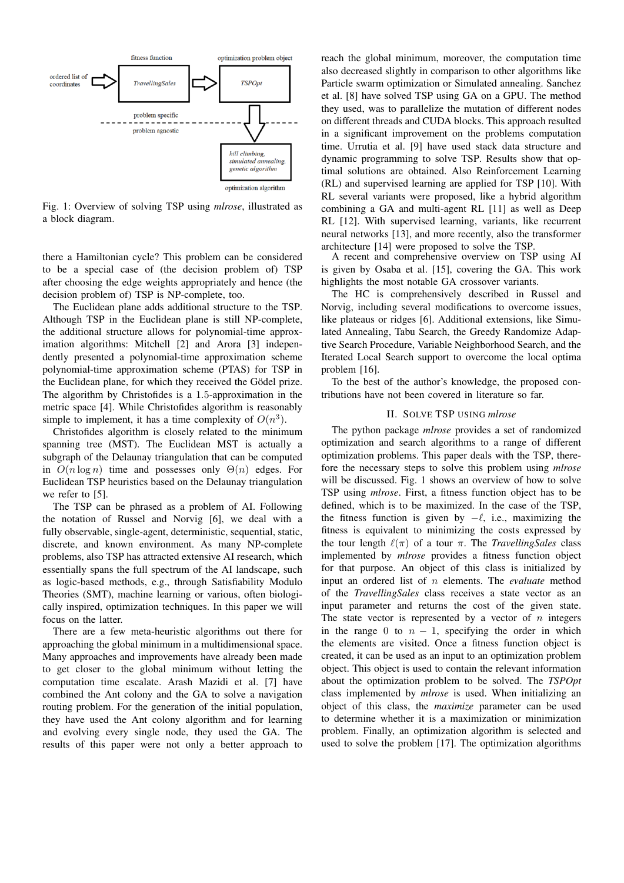Fig. 1: Overview of solving TSP using *mlrose*, illustrated as a block diagram.

there a Hamiltonian cycle? This problem can be considered to be a special case of (the decision problem of) TSP after choosing the edge weights appropriately and hence (the decision problem of) TSP is NP-complete, too.

The Euclidean plane adds additional structure to the TSP. Although TSP in the Euclidean plane is still NP-complete, the additional structure allows for polynomial-time approximation algorithms: Mitchell [2] and Arora [3] independently presented a polynomial-time approximation scheme polynomial-time approximation scheme (PTAS) for TSP in the Euclidean plane, for which they received the Gödel prize. The algorithm by Christofides is a 1.5-approximation in the metric space [4]. While Christofides algorithm is reasonably simple to implement, it has a time complexity of $O(n^3)$.

Christofides algorithm is closely related to the minimum spanning tree (MST). The Euclidean MST is actually a subgraph of the Delaunay triangulation that can be computed in $O(n \log n)$ time and possesses only $\Theta(n)$ edges. For Euclidean TSP heuristics based on the Delaunay triangulation we refer to [5].

The TSP can be phrased as a problem of AI. Following the notation of Russel and Norvig [6], we deal with a fully observable, single-agent, deterministic, sequential, static, discrete, and known environment. As many NP-complete problems, also TSP has attracted extensive AI research, which essentially spans the full spectrum of the AI landscape, such as logic-based methods, e.g., through Satisfiability Modulo Theories (SMT), machine learning or various, often biologically inspired, optimization techniques. In this paper we will focus on the latter.

There are a few meta-heuristic algorithms out there for approaching the global minimum in a multidimensional space. Many approaches and improvements have already been made to get closer to the global minimum without letting the computation time escalate. Arash Mazidi et al. [7] have combined the Ant colony and the GA to solve a navigation routing problem. For the generation of the initial population, they have used the Ant colony algorithm and for learning and evolving every single node, they used the GA. The results of this paper were not only a better approach to reach the global minimum, moreover, the computation time also decreased slightly in comparison to other algorithms like Particle swarm optimization or Simulated annealing. Sanchez et al. [8] have solved TSP using GA on a GPU. The method they used, was to parallelize the mutation of different nodes on different threads and CUDA blocks. This approach resulted in a significant improvement on the problems computation time. Urrutia et al. [9] have used stack data structure and dynamic programming to solve TSP. Results show that optimal solutions are obtained. Also Reinforcement Learning (RL) and supervised learning are applied for TSP [10]. With RL several variants were proposed, like a hybrid algorithm combining a GA and multi-agent RL [11] as well as Deep RL [12]. With supervised learning, variants, like recurrent neural networks [13], and more recently, also the transformer architecture [14] were proposed to solve the TSP.

A recent and comprehensive overview on TSP using AI is given by Osaba et al. [15], covering the GA. This work highlights the most notable GA crossover variants.

The HC is comprehensively described in Russel and Norvig, including several modifications to overcome issues, like plateaus or ridges [6]. Additional extensions, like Simulated Annealing, Tabu Search, the Greedy Randomize Adaptive Search Procedure, Variable Neighborhood Search, and the Iterated Local Search support to overcome the local optima problem [16].

To the best of the author's knowledge, the proposed contributions have not been covered in literature so far.

## II. Solve TSP using *mlrose*

The python package *mlrose* provides a set of randomized optimization and search algorithms to a range of different optimization problems. This paper deals with the TSP, therefore the necessary steps to solve this problem using *mlrose* will be discussed. Fig. 1 shows an overview of how to solve TSP using *mlrose*. First, a fitness function object has to be defined, which is to be maximized. In the case of the TSP, the fitness function is given by $-\ell$, i.e., maximizing the fitness is equivalent to minimizing the costs expressed by the tour length $\ell(\pi)$ of a tour $\pi$. The *TravellingSales* class implemented by *mlrose* provides a fitness function object for that purpose. An object of this class is initialized by input an ordered list of $n$ elements. The *evaluate* method of the *TravellingSales* class receives a state vector as an input parameter and returns the cost of the given state. The state vector is represented by a vector of $n$ integers in the range 0 to $n - 1$, specifying the order in which the elements are visited. Once a fitness function object is created, it can be used as an input to an optimization problem object. This object is used to contain the relevant information about the optimization problem to be solved. The *TSPOpt* class implemented by *mlrose* is used. When initializing an object of this class, the *maximize* parameter can be used to determine whether it is a maximization or minimization problem. Finally, an optimization algorithm is selected and used to solve the problem [17]. The optimization algorithms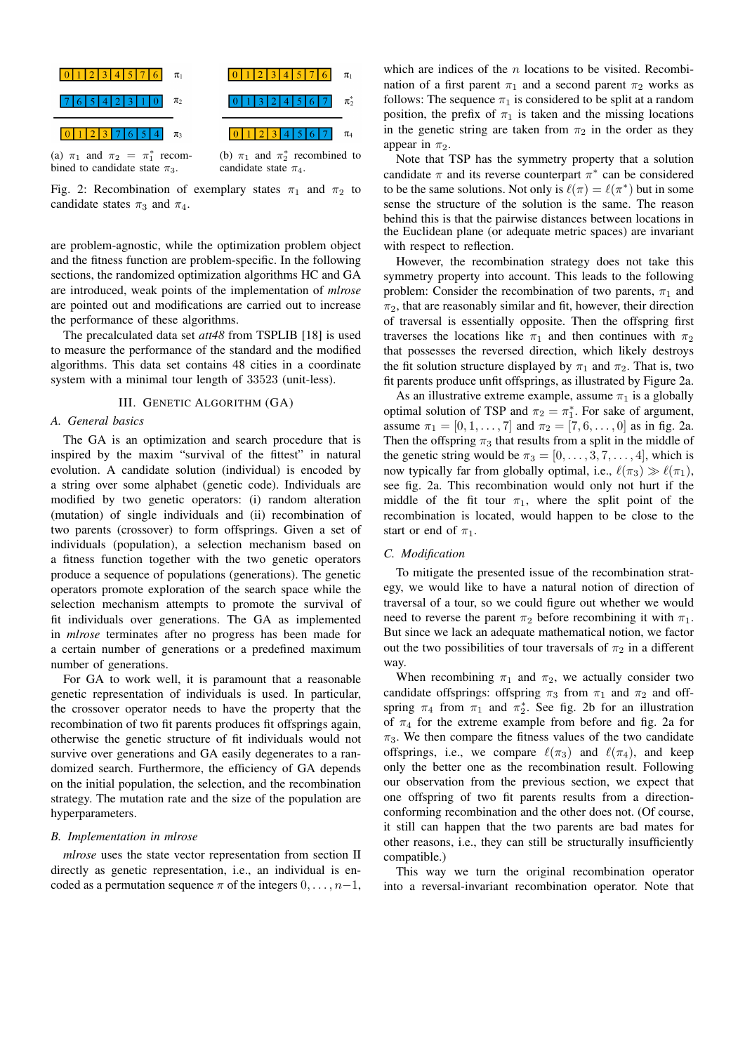| 0 | 1 | 2 | 3 | 4 | 5 | 7 | 6 | $\pi_1$ |
|---|---|---|---|---|---|---|---|---|
| 7 | 6 | 5 | 4 | 2 | 3 | 1 | 0 | $\pi_2$ |
| 0 | 1 | 2 | 3 | 7 | 6 | 5 | 4 | $\pi_3$ |

(a) $\pi_1$ and $\pi_2 = \pi_1^*$ recombined to candidate state $\pi_3$.

| 0 | 1 | 2 | 3 | 4 | 5 | 7 | 6 | $\pi_1$ |
|---|---|---|---|---|---|---|---|---|
| 0 | 1 | 3 | 2 | 4 | 5 | 6 | 7 | $\pi_2^*$ |
| 0 | 1 | 2 | 3 | 4 | 5 | 6 | 7 | $\pi_4$ |

(b) $\pi_1$ and $\pi_2^*$ recombined to candidate state $\pi_4$.

Fig. 2: Recombination of exemplary states $\pi_1$ and $\pi_2$ to candidate states $\pi_3$ and $\pi_4$.

are problem-agnostic, while the optimization problem object and the fitness function are problem-specific. In the following sections, the randomized optimization algorithms HC and GA are introduced, weak points of the implementation of *mlrose* are pointed out and modifications are carried out to increase the performance of these algorithms.

The precalculated data set *att48* from TSPLIB [18] is used to measure the performance of the standard and the modified algorithms. This data set contains 48 cities in a coordinate system with a minimal tour length of 33523 (unit-less).

## III. Genetic Algorithm (GA)

### A. General basics

The GA is an optimization and search procedure that is inspired by the maxim "survival of the fittest" in natural evolution. A candidate solution (individual) is encoded by a string over some alphabet (genetic code). Individuals are modified by two genetic operators: (i) random alteration (mutation) of single individuals and (ii) recombination of two parents (crossover) to form offsprings. Given a set of individuals (population), a selection mechanism based on a fitness function together with the two genetic operators produce a sequence of populations (generations). The genetic operators promote exploration of the search space while the selection mechanism attempts to promote the survival of fit individuals over generations. The GA as implemented in *mlrose* terminates after no progress has been made for a certain number of generations or a predefined maximum number of generations.

For GA to work well, it is paramount that a reasonable genetic representation of individuals is used. In particular, the crossover operator needs to have the property that the recombination of two fit parents produces fit offsprings again, otherwise the genetic structure of fit individuals would not survive over generations and GA easily degenerates to a randomized search. Furthermore, the efficiency of GA depends on the initial population, the selection, and the recombination strategy. The mutation rate and the size of the population are hyperparameters.

### B. Implementation in mlrose

*mlrose* uses the state vector representation from section II directly as genetic representation, i.e., an individual is encoded as a permutation sequence $\pi$ of the integers $0, \dots, n-1$, which are indices of the $n$ locations to be visited. Recombination of a first parent $\pi_1$ and a second parent $\pi_2$ works as follows: The sequence $\pi_1$ is considered to be split at a random position, the prefix of $\pi_1$ is taken and the missing locations in the genetic string are taken from $\pi_2$ in the order as they appear in $\pi_2$.

Note that TSP has the symmetry property that a solution candidate $\pi$ and its reverse counterpart $\pi^*$ can be considered to be the same solutions. Not only is $\ell(\pi) = \ell(\pi^*)$ but in some sense the structure of the solution is the same. The reason behind this is that the pairwise distances between locations in the Euclidean plane (or adequate metric spaces) are invariant with respect to reflection.

However, the recombination strategy does not take this symmetry property into account. This leads to the following problem: Consider the recombination of two parents, $\pi_1$ and $\pi_2$, that are reasonably similar and fit, however, their direction of traversal is essentially opposite. Then the offspring first traverses the locations like $\pi_1$ and then continues with $\pi_2$ that possesses the reversed direction, which likely destroys the fit solution structure displayed by $\pi_1$ and $\pi_2$. That is, two fit parents produce unfit offsprings, as illustrated by Figure 2a.

As an illustrative extreme example, assume $\pi_1$ is a globally optimal solution of TSP and $\pi_2 = \pi_1^*$. For sake of argument, assume $\pi_1 = [0, 1, \dots, 7]$ and $\pi_2 = [7, 6, \dots, 0]$ as in fig. 2a. Then the offspring $\pi_3$ that results from a split in the middle of the genetic string would be $\pi_3 = [0, \dots, 3, 7, \dots, 4]$, which is now typically far from globally optimal, i.e., $\ell(\pi_3) \gg \ell(\pi_1)$, see fig. 2a. This recombination would only not hurt if the middle of the fit tour $\pi_1$, where the split point of the recombination is located, would happen to be close to the start or end of $\pi_1$.

### C. Modification

To mitigate the presented issue of the recombination strategy, we would like to have a natural notion of direction of traversal of a tour, so we could figure out whether we would need to reverse the parent $\pi_2$ before recombining it with $\pi_1$. But since we lack an adequate mathematical notion, we factor out the two possibilities of tour traversals of $\pi_2$ in a different way.

When recombining $\pi_1$ and $\pi_2$, we actually consider two candidate offsprings: offspring $\pi_3$ from $\pi_1$ and $\pi_2$ and offspring $\pi_4$ from $\pi_1$ and $\pi_2^*$. See fig. 2b for an illustration of $\pi_4$ for the extreme example from before and fig. 2a for $\pi_3$. We then compare the fitness values of the two candidate offsprings, i.e., we compare $\ell(\pi_3)$ and $\ell(\pi_4)$, and keep only the better one as the recombination result. Following our observation from the previous section, we expect that one offspring of two fit parents results from a direction-conforming recombination and the other does not. (Of course, it still can happen that the two parents are bad mates for other reasons, i.e., they can still be structurally insufficiently compatible.)

This way we turn the original recombination operator into a reversal-invariant recombination operator. Note that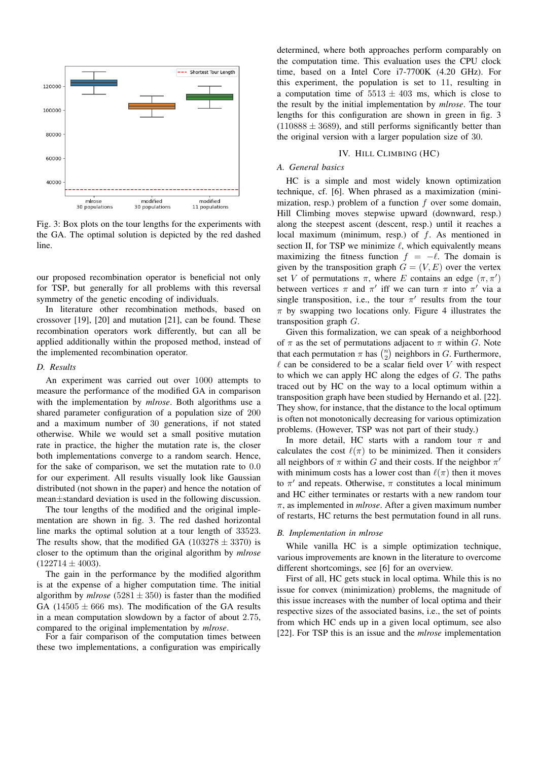Fig. 3: Box plots on the tour lengths for the experiments with the GA. The optimal solution is depicted by the red dashed line.

our proposed recombination operator is beneficial not only for TSP, but generally for all problems with this reversal symmetry of the genetic encoding of individuals.

In literature other recombination methods, based on crossover [19], [20] and mutation [21], can be found. These recombination operators work differently, but can all be applied additionally within the proposed method, instead of the implemented recombination operator.

### D. Results

An experiment was carried out over $1000$ attempts to measure the performance of the modified GA in comparison with the implementation by *mlrose*. Both algorithms use a shared parameter configuration of a population size of $200$ and a maximum number of $30$ generations, if not stated otherwise. While we would set a small positive mutation rate in practice, the higher the mutation rate is, the closer both implementations converge to a random search. Hence, for the sake of comparison, we set the mutation rate to $0.0$ for our experiment. All results visually look like Gaussian distributed (not shown in the paper) and hence the notation of mean±standard deviation is used in the following discussion.

The tour lengths of the modified and the original implementation are shown in fig. 3. The red dashed horizontal line marks the optimal solution at a tour length of $33523$. The results show, that the modified GA ($103278 \pm 3370$) is closer to the optimum than the original algorithm by *mlrose* ($122714 \pm 4003$).

The gain in the performance by the modified algorithm is at the expense of a higher computation time. The initial algorithm by *mlrose* ($5281 \pm 350$) is faster than the modified GA ($14505 \pm 666$ ms). The modification of the GA results in a mean computation slowdown by a factor of about $2.75$, compared to the original implementation by *mlrose*.

For a fair comparison of the computation times between these two implementations, a configuration was empirically determined, where both approaches perform comparably on the computation time. This evaluation uses the CPU clock time, based on a Intel Core i7-7700K (4.20 GHz). For this experiment, the population is set to $11$, resulting in a computation time of $5513 \pm 403$ ms, which is close to the result by the initial implementation by *mlrose*. The tour lengths for this configuration are shown in green in fig. 3 ($110888 \pm 3689$), and still performs significantly better than the original version with a larger population size of $30$.

## IV. Hill Climbing (HC)

### A. General basics

HC is a simple and most widely known optimization technique, cf. [6]. When phrased as a maximization (minimization, resp.) problem of a function $f$ over some domain, Hill Climbing moves stepwise upward (downward, resp.) along the steepest ascent (descent, resp.) until it reaches a local maximum (minimum, resp.) of $f$. As mentioned in section II, for TSP we minimize $\ell$, which equivalently means maximizing the fitness function $f = -\ell$. The domain is given by the transposition graph $G = (V, E)$ over the vertex set $V$ of permutations $\pi$, where $E$ contains an edge $(\pi, \pi')$ between vertices $\pi$ and $\pi'$ iff we can turn $\pi$ into $\pi'$ via a single transposition, i.e., the tour $\pi'$ results from the tour $\pi$ by swapping two locations only. Figure 4 illustrates the transposition graph $G$.

Given this formalization, we can speak of a neighborhood of $\pi$ as the set of permutations adjacent to $\pi$ within $G$. Note that each permutation $\pi$ has $\binom{n}{2}$ neighbors in $G$. Furthermore, $\ell$ can be considered to be a scalar field over $V$ with respect to which we can apply HC along the edges of $G$. The paths traced out by HC on the way to a local optimum within a transposition graph have been studied by Hernando et al. [22]. They show, for instance, that the distance to the local optimum is often not monotonically decreasing for various optimization problems. (However, TSP was not part of their study.)

In more detail, HC starts with a random tour $\pi$ and calculates the cost $\ell(\pi)$ to be minimized. Then it considers all neighbors of $\pi$ within $G$ and their costs. If the neighbor $\pi'$ with minimum costs has a lower cost than $\ell(\pi)$ then it moves to $\pi'$ and repeats. Otherwise, $\pi$ constitutes a local minimum and HC either terminates or restarts with a new random tour $\pi$, as implemented in *mlrose*. After a given maximum number of restarts, HC returns the best permutation found in all runs.

### B. Implementation in mlrose

While vanilla HC is a simple optimization technique, various improvements are known in the literature to overcome different shortcomings, see [6] for an overview.

First of all, HC gets stuck in local optima. While this is no issue for convex (minimization) problems, the magnitude of this issue increases with the number of local optima and their respective sizes of the associated basins, i.e., the set of points from which HC ends up in a given local optimum, see also [22]. For TSP this is an issue and the *mlrose* implementation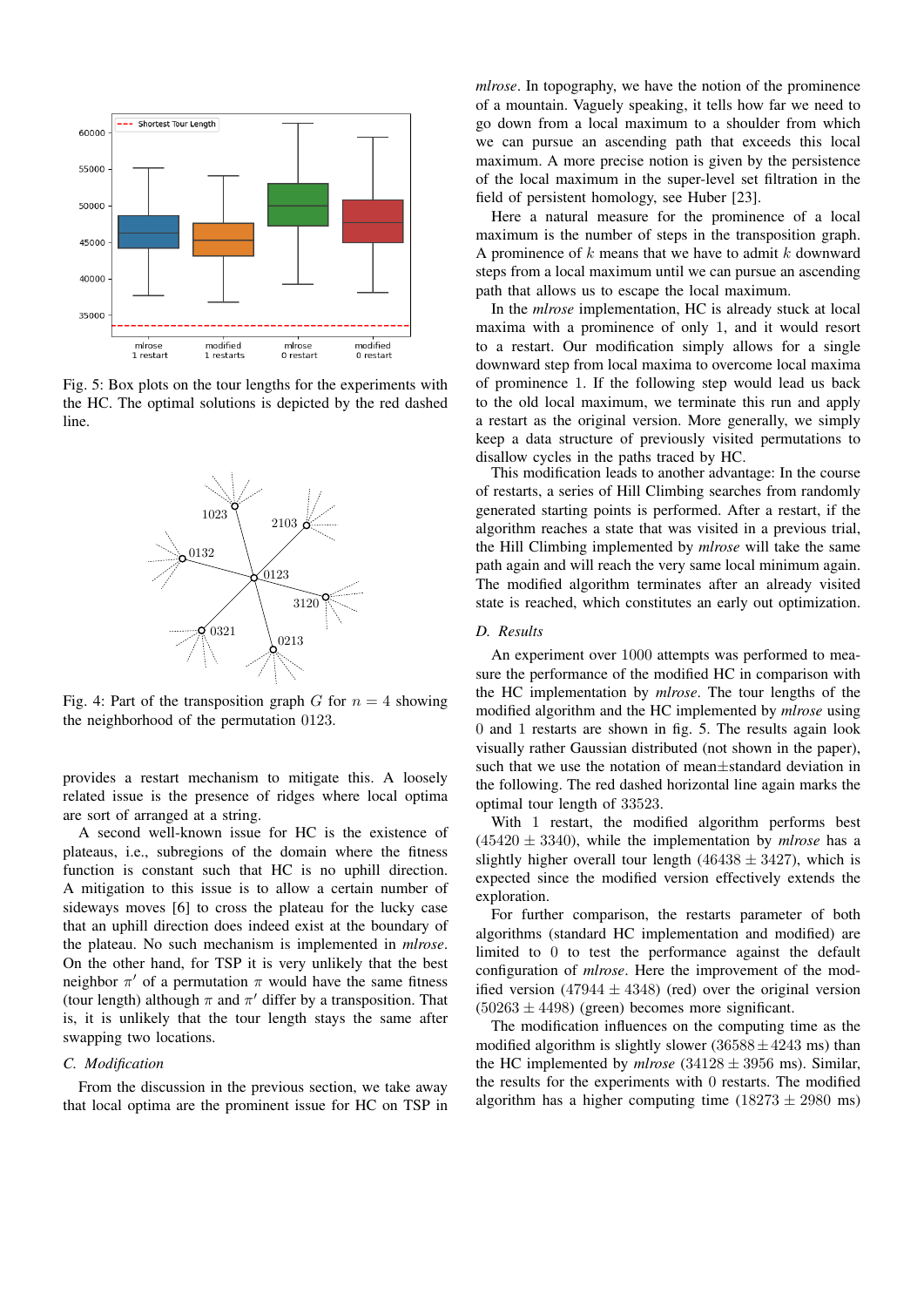Fig. 5: Box plots on the tour lengths for the experiments with the HC. The optimal solutions is depicted by the red dashed line.

Fig. 4: Part of the transposition graph $G$ for $n = 4$ showing the neighborhood of the permutation 0123.

provides a restart mechanism to mitigate this. A loosely related issue is the presence of ridges where local optima are sort of arranged at a string.

A second well-known issue for HC is the existence of plateaus, i.e., subregions of the domain where the fitness function is constant such that HC is no uphill direction. A mitigation to this issue is to allow a certain number of sideways moves [6] to cross the plateau for the lucky case that an uphill direction does indeed exist at the boundary of the plateau. No such mechanism is implemented in *mlrose*. On the other hand, for TSP it is very unlikely that the best neighbor $\pi'$ of a permutation $\pi$ would have the same fitness (tour length) although $\pi$ and $\pi'$ differ by a transposition. That is, it is unlikely that the tour length stays the same after swapping two locations.

### C. Modification

From the discussion in the previous section, we take away that local optima are the prominent issue for HC on TSP in *mlrose*. In topography, we have the notion of the prominence of a mountain. Vaguely speaking, it tells how far we need to go down from a local maximum to a shoulder from which we can pursue an ascending path that exceeds this local maximum. A more precise notion is given by the persistence of the local maximum in the super-level set filtration in the field of persistent homology, see Huber [23].

Here a natural measure for the prominence of a local maximum is the number of steps in the transposition graph. A prominence of $k$ means that we have to admit $k$ downward steps from a local maximum until we can pursue an ascending path that allows us to escape the local maximum.

In the *mlrose* implementation, HC is already stuck at local maxima with a prominence of only 1, and it would resort to a restart. Our modification simply allows for a single downward step from local maxima to overcome local maxima of prominence 1. If the following step would lead us back to the old local maximum, we terminate this run and apply a restart as the original version. More generally, we simply keep a data structure of previously visited permutations to disallow cycles in the paths traced by HC.

This modification leads to another advantage: In the course of restarts, a series of Hill Climbing searches from randomly generated starting points is performed. After a restart, if the algorithm reaches a state that was visited in a previous trial, the Hill Climbing implemented by *mlrose* will take the same path again and will reach the very same local minimum again. The modified algorithm terminates after an already visited state is reached, which constitutes an early out optimization.

### D. Results

An experiment over 1000 attempts was performed to measure the performance of the modified HC in comparison with the HC implementation by *mlrose*. The tour lengths of the modified algorithm and the HC implemented by *mlrose* using 0 and 1 restarts are shown in fig. 5. The results again look visually rather Gaussian distributed (not shown in the paper), such that we use the notation of mean$\pm$standard deviation in the following. The red dashed horizontal line again marks the optimal tour length of 33523.

With 1 restart, the modified algorithm performs best ($45420 \pm 3340$), while the implementation by *mlrose* has a slightly higher overall tour length ($46438 \pm 3427$), which is expected since the modified version effectively extends the exploration.

For further comparison, the restarts parameter of both algorithms (standard HC implementation and modified) are limited to 0 to test the performance against the default configuration of *mlrose*. Here the improvement of the modified version ($47944 \pm 4348$) (red) over the original version ($50263 \pm 4498$) (green) becomes more significant.

The modification influences on the computing time as the modified algorithm is slightly slower ($36588 \pm 4243$ ms) than the HC implemented by *mlrose* ($34128 \pm 3956$ ms). Similar, the results for the experiments with 0 restarts. The modified algorithm has a higher computing time ($18273 \pm 2980$ ms)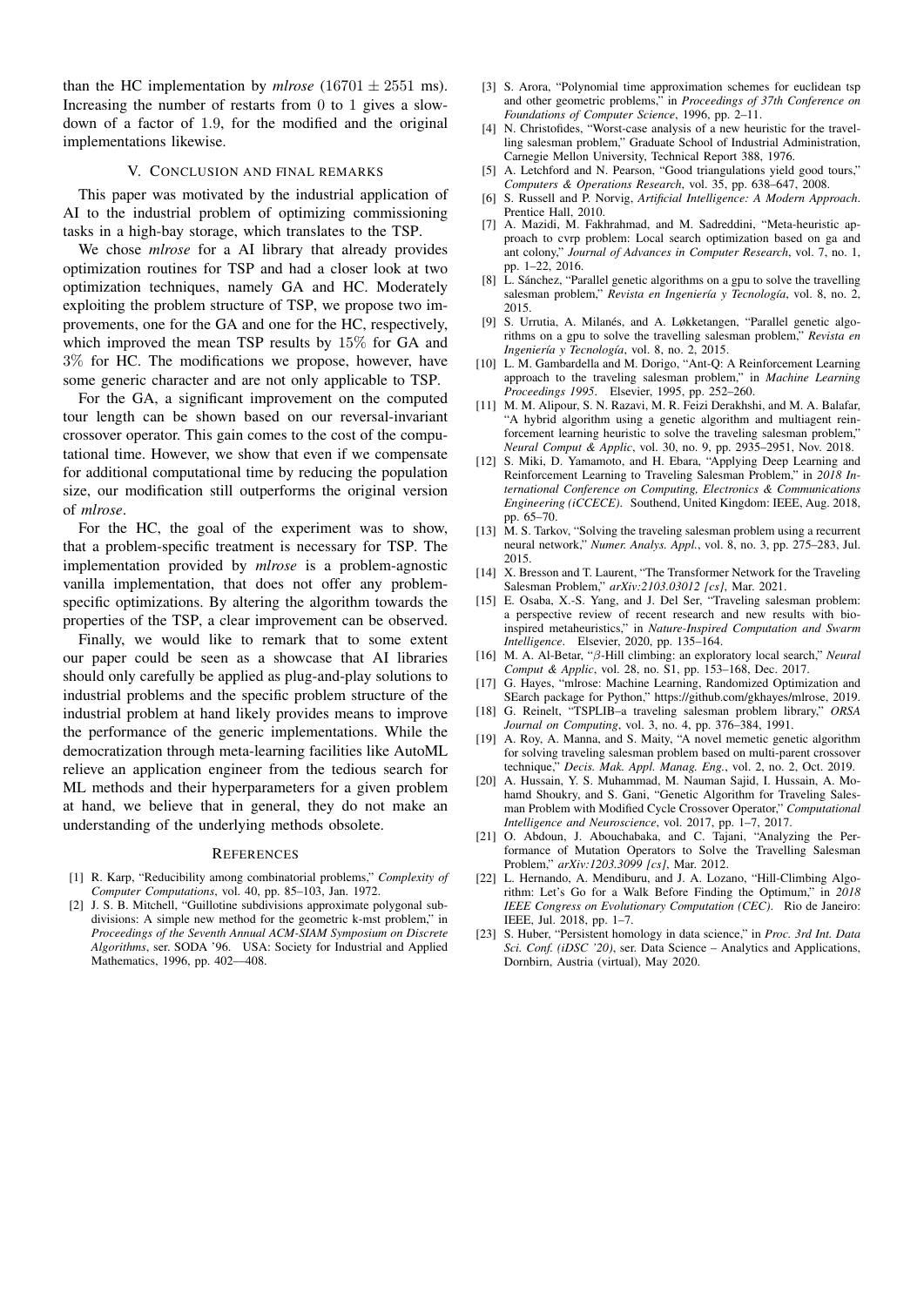than the HC implementation by *mlrose* ($16701 \pm 2551$ ms). Increasing the number of restarts from 0 to 1 gives a slow-down of a factor of 1.9, for the modified and the original implementations likewise.

## V. Conclusion and Final Remarks

This paper was motivated by the industrial application of AI to the industrial problem of optimizing commissioning tasks in a high-bay storage, which translates to the TSP.

We chose *mlrose* for a AI library that already provides optimization routines for TSP and had a closer look at two optimization techniques, namely GA and HC. Moderately exploiting the problem structure of TSP, we propose two improvements, one for the GA and one for the HC, respectively, which improved the mean TSP results by 15% for GA and 3% for HC. The modifications we propose, however, have some generic character and are not only applicable to TSP.

For the GA, a significant improvement on the computed tour length can be shown based on our reversal-invariant crossover operator. This gain comes to the cost of the computational time. However, we show that even if we compensate for additional computational time by reducing the population size, our modification still outperforms the original version of *mlrose*.

For the HC, the goal of the experiment was to show, that a problem-specific treatment is necessary for TSP. The implementation provided by *mlrose* is a problem-agnostic vanilla implementation, that does not offer any problem-specific optimizations. By altering the algorithm towards the properties of the TSP, a clear improvement can be observed.

Finally, we would like to remark that to some extent our paper could be seen as a showcase that AI libraries should only carefully be applied as plug-and-play solutions to industrial problems and the specific problem structure of the industrial problem at hand likely provides means to improve the performance of the generic implementations. While the democratization through meta-learning facilities like AutoML relieve an application engineer from the tedious search for ML methods and their hyperparameters for a given problem at hand, we believe that in general, they do not make an understanding of the underlying methods obsolete.

## References

[1] R. Karp, "Reducibility among combinatorial problems," *Complexity of Computer Computations*, vol. 40, pp. 85–103, Jan. 1972.

[2] J. S. B. Mitchell, "Guillotine subdivisions approximate polygonal subdivisions: A simple new method for the geometric k-mst problem," in *Proceedings of the Seventh Annual ACM-SIAM Symposium on Discrete Algorithms*, ser. SODA '96. USA: Society for Industrial and Applied Mathematics, 1996, pp. 402—408.

[3] S. Arora, "Polynomial time approximation schemes for euclidean tsp and other geometric problems," in *Proceedings of 37th Conference on Foundations of Computer Science*, 1996, pp. 2–11.

[4] N. Christofides, "Worst-case analysis of a new heuristic for the travelling salesman problem," Graduate School of Industrial Administration, Carnegie Mellon University, Technical Report 388, 1976.

[5] A. Letchford and N. Pearson, "Good triangulations yield good tours," *Computers & Operations Research*, vol. 35, pp. 638–647, 2008.

[6] S. Russell and P. Norvig, *Artificial Intelligence: A Modern Approach*. Prentice Hall, 2010.

[7] A. Mazidi, M. Fakhrahmad, and M. Sadreddini, "Meta-heuristic approach to cvrp problem: Local search optimization based on ga and ant colony," *Journal of Advances in Computer Research*, vol. 7, no. 1, pp. 1–22, 2016.

[8] L. Sánchez, "Parallel genetic algorithms on a gpu to solve the travelling salesman problem," *Revista en Ingeniería y Tecnología*, vol. 8, no. 2, 2015.

[9] S. Urrutia, A. Milanés, and A. Løkketangen, "Parallel genetic algorithms on a gpu to solve the travelling salesman problem," *Revista en Ingeniería y Tecnología*, vol. 8, no. 2, 2015.

[10] L. M. Gambardella and M. Dorigo, "Ant-Q: A Reinforcement Learning approach to the traveling salesman problem," in *Machine Learning Proceedings 1995*. Elsevier, 1995, pp. 252–260.

[11] M. M. Alipour, S. N. Razavi, M. R. Feizi Derakhshi, and M. A. Balafar, "A hybrid algorithm using a genetic algorithm and multiagent reinforcement learning heuristic to solve the traveling salesman problem," *Neural Comput & Applic*, vol. 30, no. 9, pp. 2935–2951, Nov. 2018.

[12] S. Miki, D. Yamamoto, and H. Ebara, "Applying Deep Learning and Reinforcement Learning to Traveling Salesman Problem," in *2018 International Conference on Computing, Electronics & Communications Engineering (iCCECE)*. Southend, United Kingdom: IEEE, Aug. 2018, pp. 65–70.

[13] M. S. Tarkov, "Solving the traveling salesman problem using a recurrent neural network," *Numer. Analys. Appl.*, vol. 8, no. 3, pp. 275–283, Jul. 2015.

[14] X. Bresson and T. Laurent, "The Transformer Network for the Traveling Salesman Problem," *arXiv:2103.03012 [cs]*, Mar. 2021.

[15] E. Osaba, X.-S. Yang, and J. Del Ser, "Traveling salesman problem: a perspective review of recent research and new results with bio-inspired metaheuristics," in *Nature-Inspired Computation and Swarm Intelligence*. Elsevier, 2020, pp. 135–164.

[16] M. A. Al-Betar, "$\beta$-Hill climbing: an exploratory local search," *Neural Comput & Applic*, vol. 28, no. S1, pp. 153–168, Dec. 2017.

[17] G. Hayes, "mlrose: Machine Learning, Randomized Optimization and SEarch package for Python," https://github.com/gkhayes/mlrose, 2019.

[18] G. Reinelt, "TSPLIB–a traveling salesman problem library," *ORSA Journal on Computing*, vol. 3, no. 4, pp. 376–384, 1991.

[19] A. Roy, A. Manna, and S. Maity, "A novel memetic genetic algorithm for solving traveling salesman problem based on multi-parent crossover technique," *Decis. Mak. Appl. Manag. Eng.*, vol. 2, no. 2, Oct. 2019.

[20] A. Hussain, Y. S. Muhammad, M. Nauman Sajid, I. Hussain, A. Mohamd Shoukry, and S. Gani, "Genetic Algorithm for Traveling Salesman Problem with Modified Cycle Crossover Operator," *Computational Intelligence and Neuroscience*, vol. 2017, pp. 1–7, 2017.

[21] O. Abdoun, J. Abouchabaka, and C. Tajani, "Analyzing the Performance of Mutation Operators to Solve the Travelling Salesman Problem," *arXiv:1203.3099 [cs]*, Mar. 2012.

[22] L. Hernando, A. Mendiburu, and J. A. Lozano, "Hill-Climbing Algorithm: Let's Go for a Walk Before Finding the Optimum," in *2018 IEEE Congress on Evolutionary Computation (CEC)*. Rio de Janeiro: IEEE, Jul. 2018, pp. 1–7.

[23] S. Huber, "Persistent homology in data science," in *Proc. 3rd Int. Data Sci. Conf. (iDSC '20)*, ser. Data Science – Analytics and Applications, Dornbirn, Austria (virtual), May 2020.